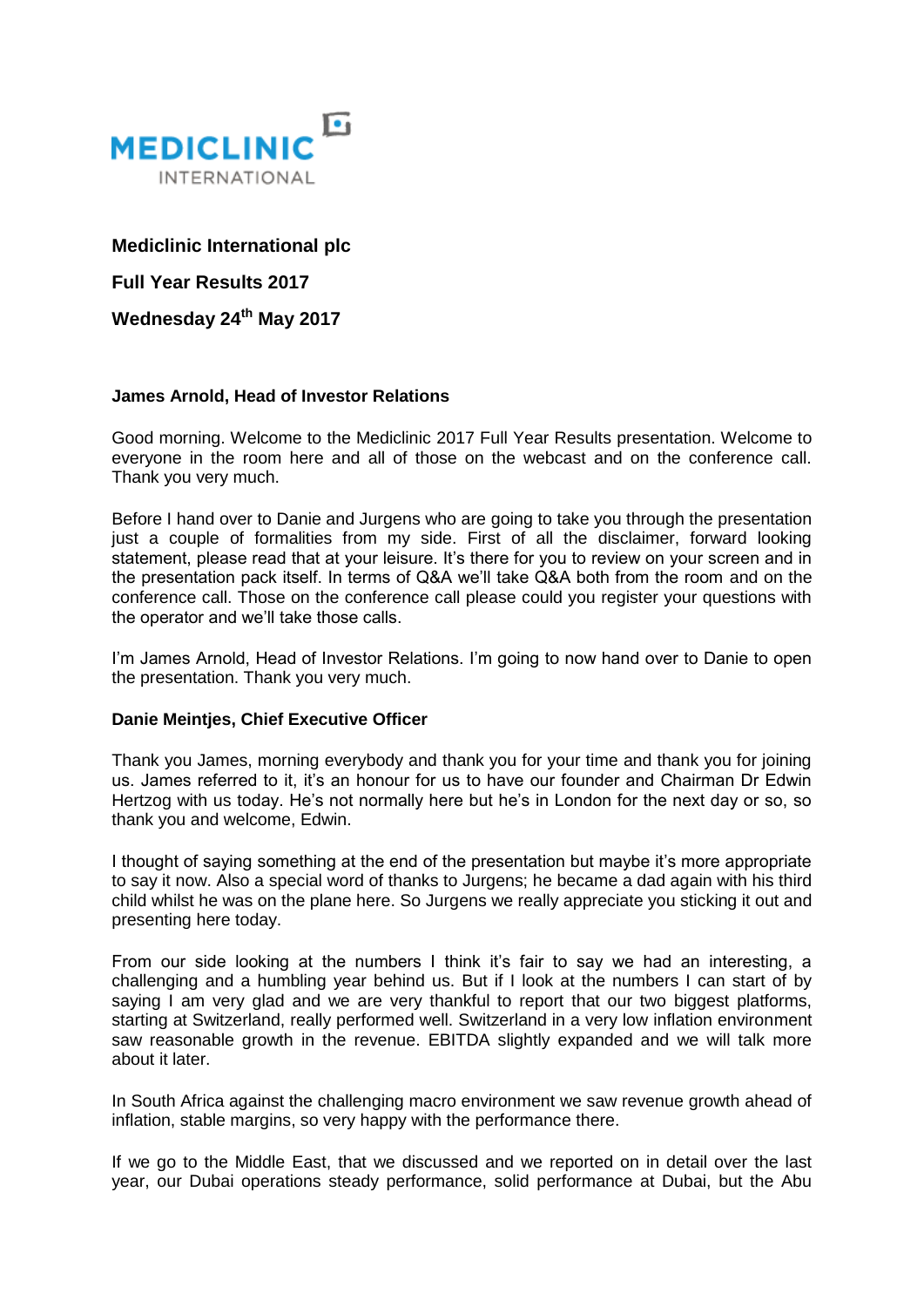**Mediclinic International plc**

**Full Year Results 2017**

**Wednesday 24th May 2017**

**James Arnold, Head of Investor Relations**

Good morning. Welcome to the Mediclinic 2017 Full Year Results presentation. Welcome to everyone in the room here and all of those on the webcast and on the conference call. Thank you very much.

Before I hand over to Danie and Jurgens who are going to take you through the presentation just a couple of formalities from my side. First of all the disclaimer, forward looking statement, please read that at your leisure. It's there for you to review on your screen and in the presentation pack itself. In terms of Q&A we'll take Q&A both from the room and on the conference call. Those on the conference call please could you register your questions with the operator and we'll take those calls.

I'm James Arnold, Head of Investor Relations. I'm going to now hand over to Danie to open the presentation. Thank you very much.

**Danie Meintjes, Chief Executive Officer**

Thank you James, morning everybody and thank you for your time and thank you for joining us. James referred to it, it's an honour for us to have our founder and Chairman Dr Edwin Hertzog with us today. He's not normally here but he's in London for the next day or so, so thank you and welcome, Edwin.

I thought of saying something at the end of the presentation but maybe it's more appropriate to say it now. Also a special word of thanks to Jurgens; he became a dad again with his third child whilst he was on the plane here. So Jurgens we really appreciate you sticking it out and presenting here today.

From our side looking at the numbers I think it's fair to say we had an interesting, a challenging and a humbling year behind us. But if I look at the numbers I can start of by saying I am very glad and we are very thankful to report that our two biggest platforms, starting at Switzerland, really performed well. Switzerland in a very low inflation environment saw reasonable growth in the revenue. EBITDA slightly expanded and we will talk more about it later.

In South Africa against the challenging macro environment we saw revenue growth ahead of inflation, stable margins, so very happy with the performance there.

If we go to the Middle East, that we discussed and we reported on in detail over the last year, our Dubai operations steady performance, solid performance at Dubai, but the Abu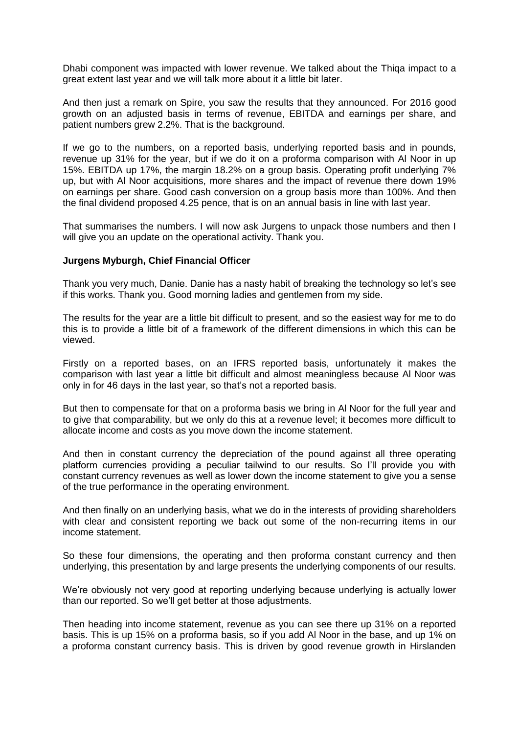Dhabi component was impacted with lower revenue. We talked about the Thiqa impact to a great extent last year and we will talk more about it a little bit later.

And then just a remark on Spire, you saw the results that they announced. For 2016 good growth on an adjusted basis in terms of revenue, EBITDA and earnings per share, and patient numbers grew 2.2%. That is the background.

If we go to the numbers, on a reported basis, underlying reported basis and in pounds, revenue up 31% for the year, but if we do it on a proforma comparison with Al Noor in up 15%. EBITDA up 17%, the margin 18.2% on a group basis. Operating profit underlying 7% up, but with Al Noor acquisitions, more shares and the impact of revenue there down 19% on earnings per share. Good cash conversion on a group basis more than 100%. And then the final dividend proposed 4.25 pence, that is on an annual basis in line with last year.

That summarises the numbers. I will now ask Jurgens to unpack those numbers and then I will give you an update on the operational activity. Thank you.

**Jurgens Myburgh, Chief Financial Officer**

Thank you very much, Danie. Danie has a nasty habit of breaking the technology so let's see if this works. Thank you. Good morning ladies and gentlemen from my side.

The results for the year are a little bit difficult to present, and so the easiest way for me to do this is to provide a little bit of a framework of the different dimensions in which this can be viewed.

Firstly on a reported bases, on an IFRS reported basis, unfortunately it makes the comparison with last year a little bit difficult and almost meaningless because Al Noor was only in for 46 days in the last year, so that's not a reported basis.

But then to compensate for that on a proforma basis we bring in Al Noor for the full year and to give that comparability, but we only do this at a revenue level; it becomes more difficult to allocate income and costs as you move down the income statement.

And then in constant currency the depreciation of the pound against all three operating platform currencies providing a peculiar tailwind to our results. So I'll provide you with constant currency revenues as well as lower down the income statement to give you a sense of the true performance in the operating environment.

And then finally on an underlying basis, what we do in the interests of providing shareholders with clear and consistent reporting we back out some of the non-recurring items in our income statement.

So these four dimensions, the operating and then proforma constant currency and then underlying, this presentation by and large presents the underlying components of our results.

We're obviously not very good at reporting underlying because underlying is actually lower than our reported. So we'll get better at those adjustments.

Then heading into income statement, revenue as you can see there up 31% on a reported basis. This is up 15% on a proforma basis, so if you add Al Noor in the base, and up 1% on a proforma constant currency basis. This is driven by good revenue growth in Hirslanden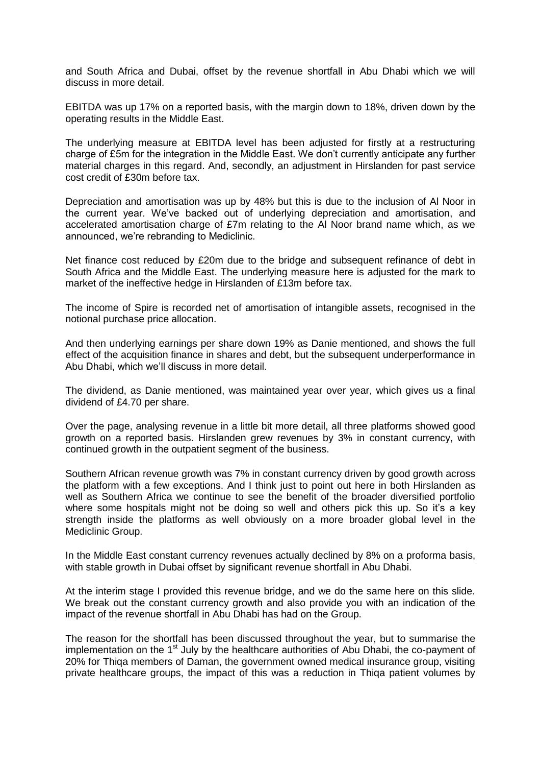and South Africa and Dubai, offset by the revenue shortfall in Abu Dhabi which we will discuss in more detail.

EBITDA was up 17% on a reported basis, with the margin down to 18%, driven down by the operating results in the Middle East.

The underlying measure at EBITDA level has been adjusted for firstly at a restructuring charge of £5m for the integration in the Middle East. We don't currently anticipate any further material charges in this regard. And, secondly, an adjustment in Hirslanden for past service cost credit of £30m before tax.

Depreciation and amortisation was up by 48% but this is due to the inclusion of Al Noor in the current year. We've backed out of underlying depreciation and amortisation, and accelerated amortisation charge of £7m relating to the Al Noor brand name which, as we announced, we're rebranding to Mediclinic.

Net finance cost reduced by £20m due to the bridge and subsequent refinance of debt in South Africa and the Middle East. The underlying measure here is adjusted for the mark to market of the ineffective hedge in Hirslanden of £13m before tax.

The income of Spire is recorded net of amortisation of intangible assets, recognised in the notional purchase price allocation.

And then underlying earnings per share down 19% as Danie mentioned, and shows the full effect of the acquisition finance in shares and debt, but the subsequent underperformance in Abu Dhabi, which we'll discuss in more detail.

The dividend, as Danie mentioned, was maintained year over year, which gives us a final dividend of £4.70 per share.

Over the page, analysing revenue in a little bit more detail, all three platforms showed good growth on a reported basis. Hirslanden grew revenues by 3% in constant currency, with continued growth in the outpatient segment of the business.

Southern African revenue growth was 7% in constant currency driven by good growth across the platform with a few exceptions. And I think just to point out here in both Hirslanden as well as Southern Africa we continue to see the benefit of the broader diversified portfolio where some hospitals might not be doing so well and others pick this up. So it's a key strength inside the platforms as well obviously on a more broader global level in the Mediclinic Group.

In the Middle East constant currency revenues actually declined by 8% on a proforma basis, with stable growth in Dubai offset by significant revenue shortfall in Abu Dhabi.

At the interim stage I provided this revenue bridge, and we do the same here on this slide. We break out the constant currency growth and also provide you with an indication of the impact of the revenue shortfall in Abu Dhabi has had on the Group.

The reason for the shortfall has been discussed throughout the year, but to summarise the implementation on the 1st July by the healthcare authorities of Abu Dhabi, the co-payment of 20% for Thiqa members of Daman, the government owned medical insurance group, visiting private healthcare groups, the impact of this was a reduction in Thiqa patient volumes by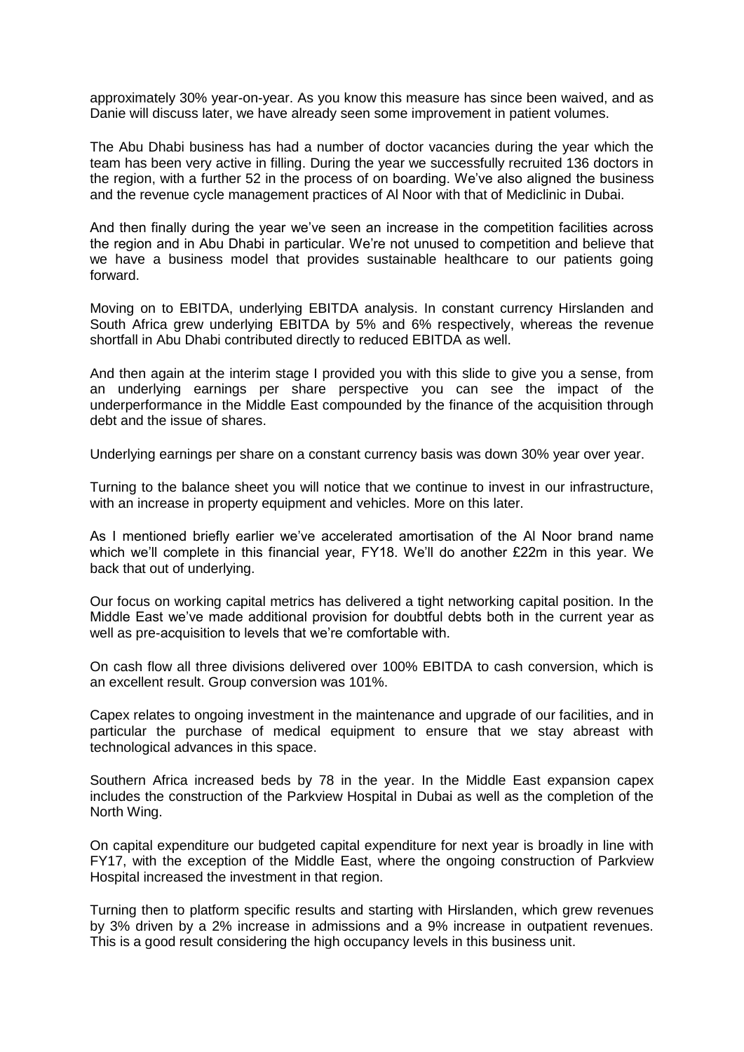approximately 30% year-on-year. As you know this measure has since been waived, and as Danie will discuss later, we have already seen some improvement in patient volumes.

The Abu Dhabi business has had a number of doctor vacancies during the year which the team has been very active in filling. During the year we successfully recruited 136 doctors in the region, with a further 52 in the process of on boarding. We've also aligned the business and the revenue cycle management practices of Al Noor with that of Mediclinic in Dubai.

And then finally during the year we've seen an increase in the competition facilities across the region and in Abu Dhabi in particular. We're not unused to competition and believe that we have a business model that provides sustainable healthcare to our patients going forward.

Moving on to EBITDA, underlying EBITDA analysis. In constant currency Hirslanden and South Africa grew underlying EBITDA by 5% and 6% respectively, whereas the revenue shortfall in Abu Dhabi contributed directly to reduced EBITDA as well.

And then again at the interim stage I provided you with this slide to give you a sense, from an underlying earnings per share perspective you can see the impact of the underperformance in the Middle East compounded by the finance of the acquisition through debt and the issue of shares.

Underlying earnings per share on a constant currency basis was down 30% year over year.

Turning to the balance sheet you will notice that we continue to invest in our infrastructure, with an increase in property equipment and vehicles. More on this later.

As I mentioned briefly earlier we've accelerated amortisation of the Al Noor brand name which we'll complete in this financial year, FY18. We'll do another £22m in this year. We back that out of underlying.

Our focus on working capital metrics has delivered a tight networking capital position. In the Middle East we've made additional provision for doubtful debts both in the current year as well as pre-acquisition to levels that we're comfortable with.

On cash flow all three divisions delivered over 100% EBITDA to cash conversion, which is an excellent result. Group conversion was 101%.

Capex relates to ongoing investment in the maintenance and upgrade of our facilities, and in particular the purchase of medical equipment to ensure that we stay abreast with technological advances in this space.

Southern Africa increased beds by 78 in the year. In the Middle East expansion capex includes the construction of the Parkview Hospital in Dubai as well as the completion of the North Wing.

On capital expenditure our budgeted capital expenditure for next year is broadly in line with FY17, with the exception of the Middle East, where the ongoing construction of Parkview Hospital increased the investment in that region.

Turning then to platform specific results and starting with Hirslanden, which grew revenues by 3% driven by a 2% increase in admissions and a 9% increase in outpatient revenues. This is a good result considering the high occupancy levels in this business unit.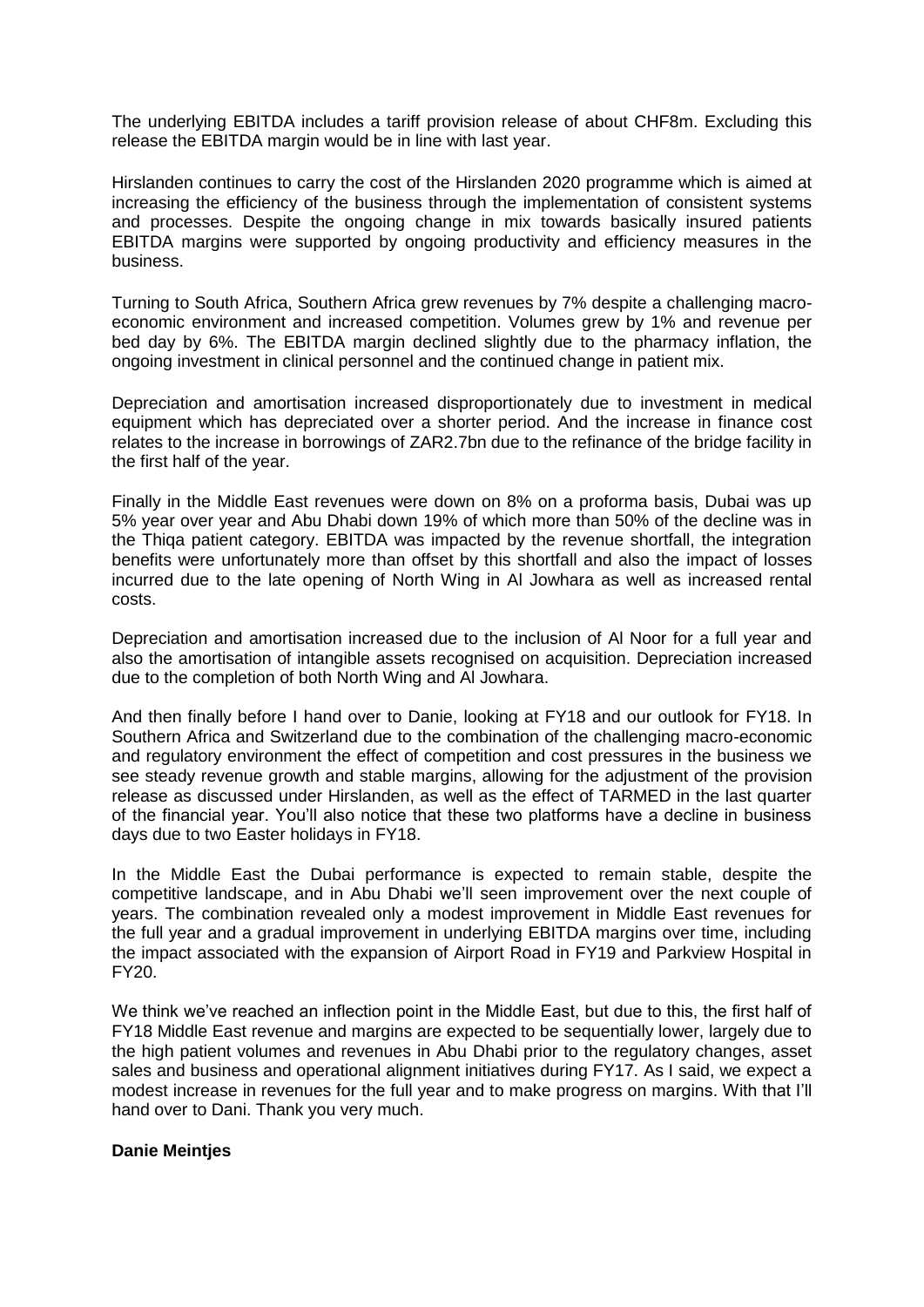The underlying EBITDA includes a tariff provision release of about CHF8m. Excluding this release the EBITDA margin would be in line with last year.

Hirslanden continues to carry the cost of the Hirslanden 2020 programme which is aimed at increasing the efficiency of the business through the implementation of consistent systems and processes. Despite the ongoing change in mix towards basically insured patients EBITDA margins were supported by ongoing productivity and efficiency measures in the business.

Turning to South Africa, Southern Africa grew revenues by 7% despite a challenging macro-economic environment and increased competition. Volumes grew by 1% and revenue per bed day by 6%. The EBITDA margin declined slightly due to the pharmacy inflation, the ongoing investment in clinical personnel and the continued change in patient mix.

Depreciation and amortisation increased disproportionately due to investment in medical equipment which has depreciated over a shorter period. And the increase in finance cost relates to the increase in borrowings of ZAR2.7bn due to the refinance of the bridge facility in the first half of the year.

Finally in the Middle East revenues were down on 8% on a proforma basis, Dubai was up 5% year over year and Abu Dhabi down 19% of which more than 50% of the decline was in the Thiqa patient category. EBITDA was impacted by the revenue shortfall, the integration benefits were unfortunately more than offset by this shortfall and also the impact of losses incurred due to the late opening of North Wing in Al Jowhara as well as increased rental costs.

Depreciation and amortisation increased due to the inclusion of Al Noor for a full year and also the amortisation of intangible assets recognised on acquisition. Depreciation increased due to the completion of both North Wing and Al Jowhara.

And then finally before I hand over to Danie, looking at FY18 and our outlook for FY18. In Southern Africa and Switzerland due to the combination of the challenging macro-economic and regulatory environment the effect of competition and cost pressures in the business we see steady revenue growth and stable margins, allowing for the adjustment of the provision release as discussed under Hirslanden, as well as the effect of TARMED in the last quarter of the financial year. You'll also notice that these two platforms have a decline in business days due to two Easter holidays in FY18.

In the Middle East the Dubai performance is expected to remain stable, despite the competitive landscape, and in Abu Dhabi we'll seen improvement over the next couple of years. The combination revealed only a modest improvement in Middle East revenues for the full year and a gradual improvement in underlying EBITDA margins over time, including the impact associated with the expansion of Airport Road in FY19 and Parkview Hospital in FY20.

We think we've reached an inflection point in the Middle East, but due to this, the first half of FY18 Middle East revenue and margins are expected to be sequentially lower, largely due to the high patient volumes and revenues in Abu Dhabi prior to the regulatory changes, asset sales and business and operational alignment initiatives during FY17. As I said, we expect a modest increase in revenues for the full year and to make progress on margins. With that I'll hand over to Dani. Thank you very much.

**Danie Meintjes**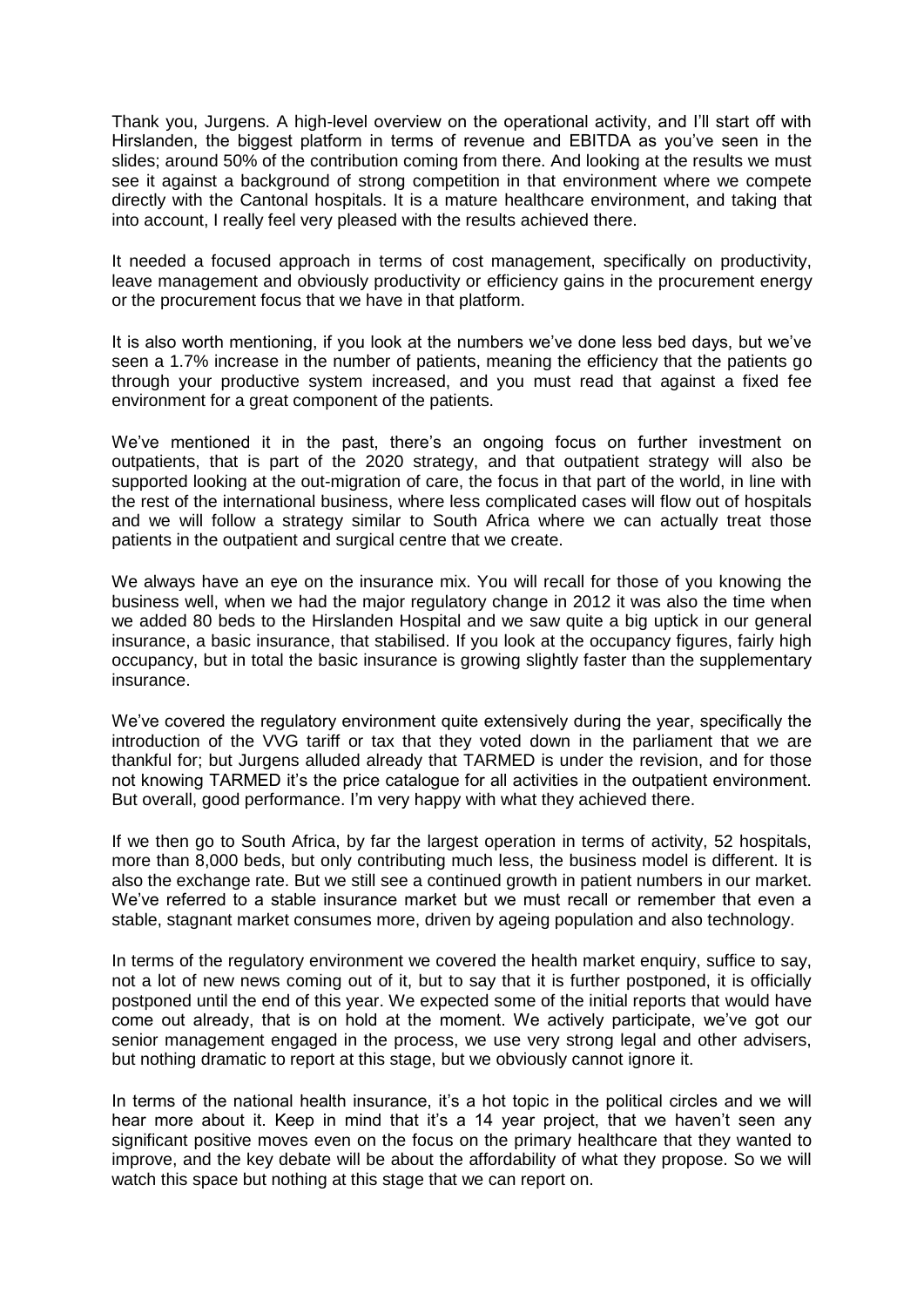Thank you, Jurgens. A high-level overview on the operational activity, and I'll start off with Hirslanden, the biggest platform in terms of revenue and EBITDA as you've seen in the slides; around 50% of the contribution coming from there. And looking at the results we must see it against a background of strong competition in that environment where we compete directly with the Cantonal hospitals. It is a mature healthcare environment, and taking that into account, I really feel very pleased with the results achieved there.

It needed a focused approach in terms of cost management, specifically on productivity, leave management and obviously productivity or efficiency gains in the procurement energy or the procurement focus that we have in that platform.

It is also worth mentioning, if you look at the numbers we've done less bed days, but we've seen a 1.7% increase in the number of patients, meaning the efficiency that the patients go through your productive system increased, and you must read that against a fixed fee environment for a great component of the patients.

We've mentioned it in the past, there's an ongoing focus on further investment on outpatients, that is part of the 2020 strategy, and that outpatient strategy will also be supported looking at the out-migration of care, the focus in that part of the world, in line with the rest of the international business, where less complicated cases will flow out of hospitals and we will follow a strategy similar to South Africa where we can actually treat those patients in the outpatient and surgical centre that we create.

We always have an eye on the insurance mix. You will recall for those of you knowing the business well, when we had the major regulatory change in 2012 it was also the time when we added 80 beds to the Hirslanden Hospital and we saw quite a big uptick in our general insurance, a basic insurance, that stabilised. If you look at the occupancy figures, fairly high occupancy, but in total the basic insurance is growing slightly faster than the supplementary insurance.

We've covered the regulatory environment quite extensively during the year, specifically the introduction of the VVG tariff or tax that they voted down in the parliament that we are thankful for; but Jurgens alluded already that TARMED is under the revision, and for those not knowing TARMED it's the price catalogue for all activities in the outpatient environment. But overall, good performance. I'm very happy with what they achieved there.

If we then go to South Africa, by far the largest operation in terms of activity, 52 hospitals, more than 8,000 beds, but only contributing much less, the business model is different. It is also the exchange rate. But we still see a continued growth in patient numbers in our market. We've referred to a stable insurance market but we must recall or remember that even a stable, stagnant market consumes more, driven by ageing population and also technology.

In terms of the regulatory environment we covered the health market enquiry, suffice to say, not a lot of new news coming out of it, but to say that it is further postponed, it is officially postponed until the end of this year. We expected some of the initial reports that would have come out already, that is on hold at the moment. We actively participate, we've got our senior management engaged in the process, we use very strong legal and other advisers, but nothing dramatic to report at this stage, but we obviously cannot ignore it.

In terms of the national health insurance, it's a hot topic in the political circles and we will hear more about it. Keep in mind that it's a 14 year project, that we haven't seen any significant positive moves even on the focus on the primary healthcare that they wanted to improve, and the key debate will be about the affordability of what they propose. So we will watch this space but nothing at this stage that we can report on.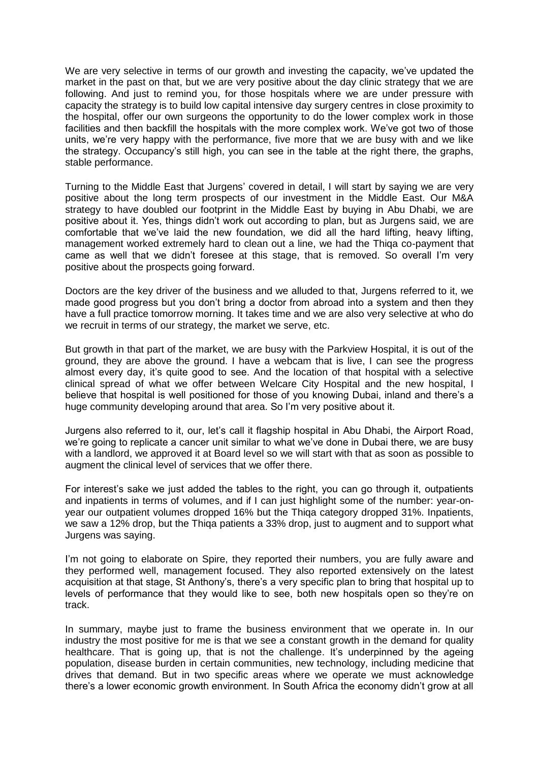We are very selective in terms of our growth and investing the capacity, we've updated the market in the past on that, but we are very positive about the day clinic strategy that we are following. And just to remind you, for those hospitals where we are under pressure with capacity the strategy is to build low capital intensive day surgery centres in close proximity to the hospital, offer our own surgeons the opportunity to do the lower complex work in those facilities and then backfill the hospitals with the more complex work. We've got two of those units, we're very happy with the performance, five more that we are busy with and we like the strategy. Occupancy's still high, you can see in the table at the right there, the graphs, stable performance.

Turning to the Middle East that Jurgens' covered in detail, I will start by saying we are very positive about the long term prospects of our investment in the Middle East. Our M&A strategy to have doubled our footprint in the Middle East by buying in Abu Dhabi, we are positive about it. Yes, things didn't work out according to plan, but as Jurgens said, we are comfortable that we've laid the new foundation, we did all the hard lifting, heavy lifting, management worked extremely hard to clean out a line, we had the Thiqa co-payment that came as well that we didn't foresee at this stage, that is removed. So overall I'm very positive about the prospects going forward.

Doctors are the key driver of the business and we alluded to that, Jurgens referred to it, we made good progress but you don't bring a doctor from abroad into a system and then they have a full practice tomorrow morning. It takes time and we are also very selective at who do we recruit in terms of our strategy, the market we serve, etc.

But growth in that part of the market, we are busy with the Parkview Hospital, it is out of the ground, they are above the ground. I have a webcam that is live, I can see the progress almost every day, it's quite good to see. And the location of that hospital with a selective clinical spread of what we offer between Welcare City Hospital and the new hospital, I believe that hospital is well positioned for those of you knowing Dubai, inland and there's a huge community developing around that area. So I'm very positive about it.

Jurgens also referred to it, our, let's call it flagship hospital in Abu Dhabi, the Airport Road, we're going to replicate a cancer unit similar to what we've done in Dubai there, we are busy with a landlord, we approved it at Board level so we will start with that as soon as possible to augment the clinical level of services that we offer there.

For interest's sake we just added the tables to the right, you can go through it, outpatients and inpatients in terms of volumes, and if I can just highlight some of the number: year-on-year our outpatient volumes dropped 16% but the Thiqa category dropped 31%. Inpatients, we saw a 12% drop, but the Thiqa patients a 33% drop, just to augment and to support what Jurgens was saying.

I'm not going to elaborate on Spire, they reported their numbers, you are fully aware and they performed well, management focused. They also reported extensively on the latest acquisition at that stage, St Anthony's, there's a very specific plan to bring that hospital up to levels of performance that they would like to see, both new hospitals open so they're on track.

In summary, maybe just to frame the business environment that we operate in. In our industry the most positive for me is that we see a constant growth in the demand for quality healthcare. That is going up, that is not the challenge. It's underpinned by the ageing population, disease burden in certain communities, new technology, including medicine that drives that demand. But in two specific areas where we operate we must acknowledge there's a lower economic growth environment. In South Africa the economy didn't grow at all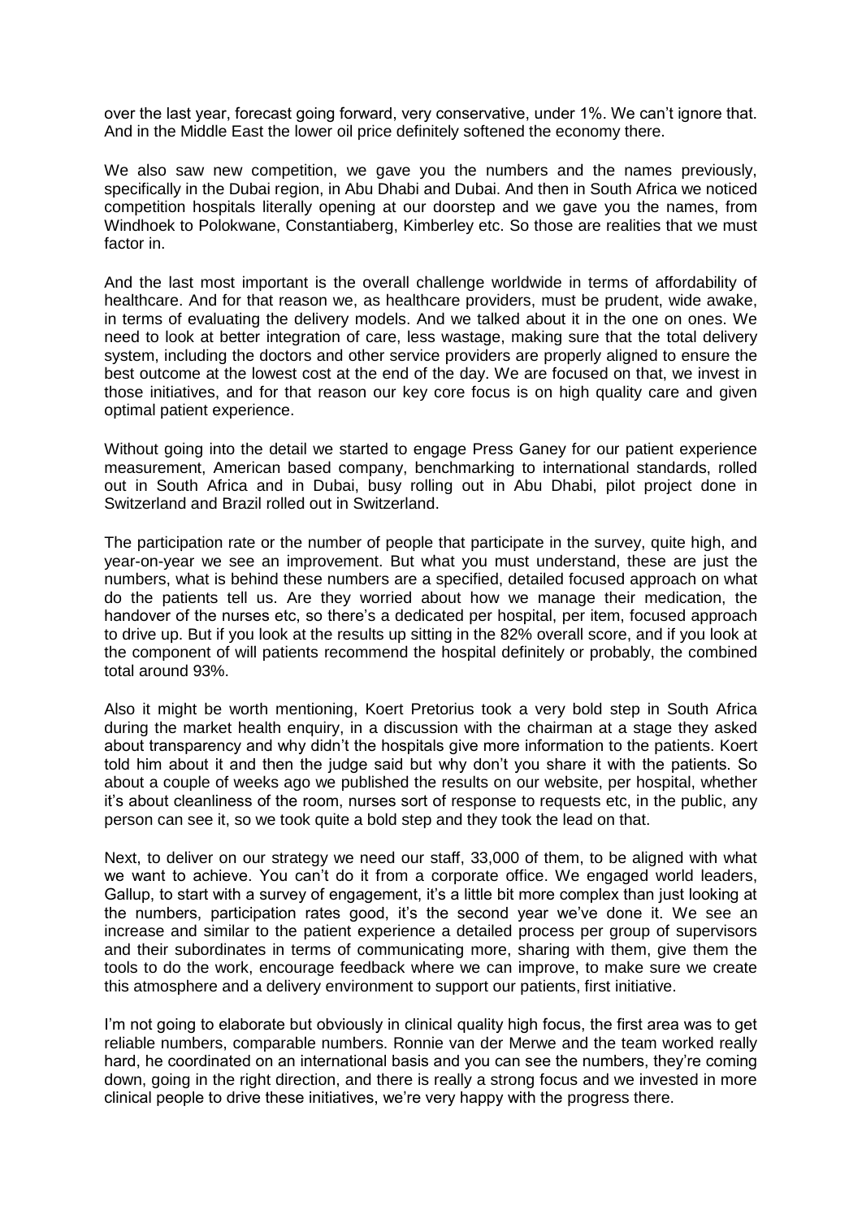over the last year, forecast going forward, very conservative, under 1%. We can't ignore that. And in the Middle East the lower oil price definitely softened the economy there.

We also saw new competition, we gave you the numbers and the names previously, specifically in the Dubai region, in Abu Dhabi and Dubai. And then in South Africa we noticed competition hospitals literally opening at our doorstep and we gave you the names, from Windhoek to Polokwane, Constantiaberg, Kimberley etc. So those are realities that we must factor in.

And the last most important is the overall challenge worldwide in terms of affordability of healthcare. And for that reason we, as healthcare providers, must be prudent, wide awake, in terms of evaluating the delivery models. And we talked about it in the one on ones. We need to look at better integration of care, less wastage, making sure that the total delivery system, including the doctors and other service providers are properly aligned to ensure the best outcome at the lowest cost at the end of the day. We are focused on that, we invest in those initiatives, and for that reason our key core focus is on high quality care and given optimal patient experience.

Without going into the detail we started to engage Press Ganey for our patient experience measurement, American based company, benchmarking to international standards, rolled out in South Africa and in Dubai, busy rolling out in Abu Dhabi, pilot project done in Switzerland and Brazil rolled out in Switzerland.

The participation rate or the number of people that participate in the survey, quite high, and year-on-year we see an improvement. But what you must understand, these are just the numbers, what is behind these numbers are a specified, detailed focused approach on what do the patients tell us. Are they worried about how we manage their medication, the handover of the nurses etc, so there's a dedicated per hospital, per item, focused approach to drive up. But if you look at the results up sitting in the 82% overall score, and if you look at the component of will patients recommend the hospital definitely or probably, the combined total around 93%.

Also it might be worth mentioning, Koert Pretorius took a very bold step in South Africa during the market health enquiry, in a discussion with the chairman at a stage they asked about transparency and why didn't the hospitals give more information to the patients. Koert told him about it and then the judge said but why don't you share it with the patients. So about a couple of weeks ago we published the results on our website, per hospital, whether it's about cleanliness of the room, nurses sort of response to requests etc, in the public, any person can see it, so we took quite a bold step and they took the lead on that.

Next, to deliver on our strategy we need our staff, 33,000 of them, to be aligned with what we want to achieve. You can't do it from a corporate office. We engaged world leaders, Gallup, to start with a survey of engagement, it's a little bit more complex than just looking at the numbers, participation rates good, it's the second year we've done it. We see an increase and similar to the patient experience a detailed process per group of supervisors and their subordinates in terms of communicating more, sharing with them, give them the tools to do the work, encourage feedback where we can improve, to make sure we create this atmosphere and a delivery environment to support our patients, first initiative.

I'm not going to elaborate but obviously in clinical quality high focus, the first area was to get reliable numbers, comparable numbers. Ronnie van der Merwe and the team worked really hard, he coordinated on an international basis and you can see the numbers, they're coming down, going in the right direction, and there is really a strong focus and we invested in more clinical people to drive these initiatives, we're very happy with the progress there.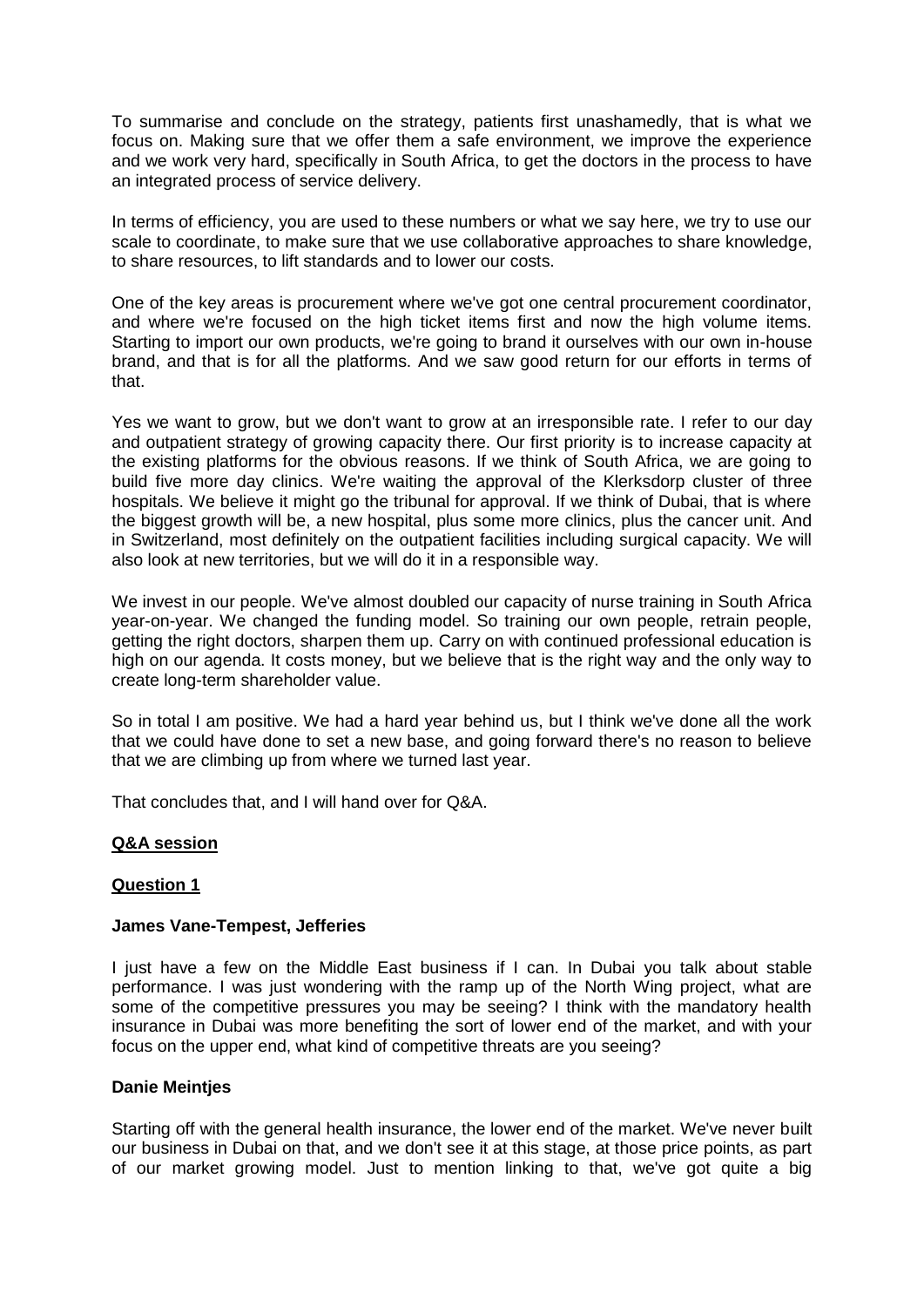To summarise and conclude on the strategy, patients first unashamedly, that is what we focus on. Making sure that we offer them a safe environment, we improve the experience and we work very hard, specifically in South Africa, to get the doctors in the process to have an integrated process of service delivery.

In terms of efficiency, you are used to these numbers or what we say here, we try to use our scale to coordinate, to make sure that we use collaborative approaches to share knowledge, to share resources, to lift standards and to lower our costs.

One of the key areas is procurement where we've got one central procurement coordinator, and where we're focused on the high ticket items first and now the high volume items. Starting to import our own products, we're going to brand it ourselves with our own in-house brand, and that is for all the platforms. And we saw good return for our efforts in terms of that.

Yes we want to grow, but we don't want to grow at an irresponsible rate. I refer to our day and outpatient strategy of growing capacity there. Our first priority is to increase capacity at the existing platforms for the obvious reasons. If we think of South Africa, we are going to build five more day clinics. We're waiting the approval of the Klerksdorp cluster of three hospitals. We believe it might go the tribunal for approval. If we think of Dubai, that is where the biggest growth will be, a new hospital, plus some more clinics, plus the cancer unit. And in Switzerland, most definitely on the outpatient facilities including surgical capacity. We will also look at new territories, but we will do it in a responsible way.

We invest in our people. We've almost doubled our capacity of nurse training in South Africa year-on-year. We changed the funding model. So training our own people, retrain people, getting the right doctors, sharpen them up. Carry on with continued professional education is high on our agenda. It costs money, but we believe that is the right way and the only way to create long-term shareholder value.

So in total I am positive. We had a hard year behind us, but I think we've done all the work that we could have done to set a new base, and going forward there's no reason to believe that we are climbing up from where we turned last year.

That concludes that, and I will hand over for Q&A.

**Q&A session**

**Question 1**

**James Vane-Tempest, Jefferies**

I just have a few on the Middle East business if I can. In Dubai you talk about stable performance. I was just wondering with the ramp up of the North Wing project, what are some of the competitive pressures you may be seeing? I think with the mandatory health insurance in Dubai was more benefiting the sort of lower end of the market, and with your focus on the upper end, what kind of competitive threats are you seeing?

**Danie Meintjes**

Starting off with the general health insurance, the lower end of the market. We've never built our business in Dubai on that, and we don't see it at this stage, at those price points, as part of our market growing model. Just to mention linking to that, we've got quite a big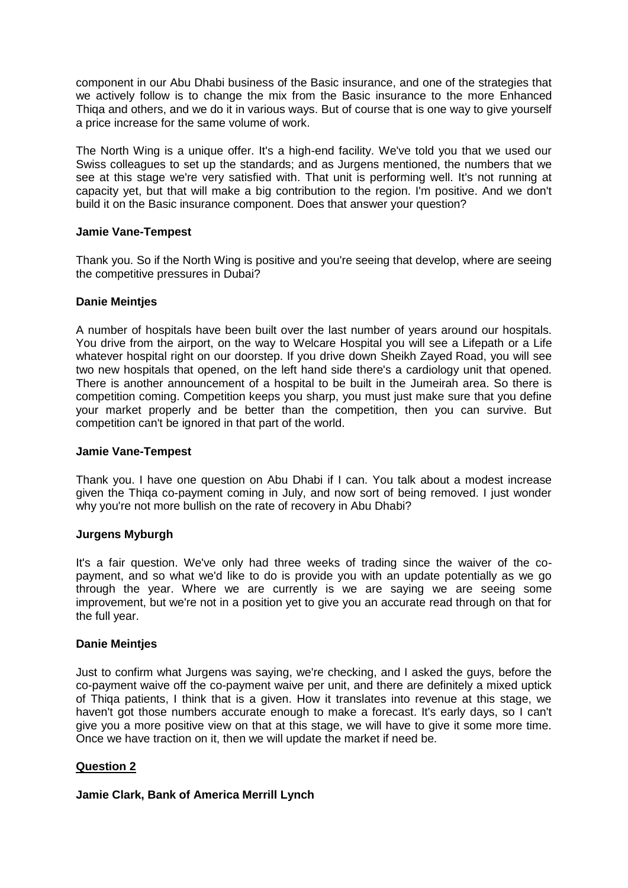component in our Abu Dhabi business of the Basic insurance, and one of the strategies that we actively follow is to change the mix from the Basic insurance to the more Enhanced Thiqa and others, and we do it in various ways. But of course that is one way to give yourself a price increase for the same volume of work.

The North Wing is a unique offer. It's a high-end facility. We've told you that we used our Swiss colleagues to set up the standards; and as Jurgens mentioned, the numbers that we see at this stage we're very satisfied with. That unit is performing well. It's not running at capacity yet, but that will make a big contribution to the region. I'm positive. And we don't build it on the Basic insurance component. Does that answer your question?

**Jamie Vane-Tempest**

Thank you. So if the North Wing is positive and you're seeing that develop, where are seeing the competitive pressures in Dubai?

**Danie Meintjes**

A number of hospitals have been built over the last number of years around our hospitals. You drive from the airport, on the way to Welcare Hospital you will see a Lifepath or a Life whatever hospital right on our doorstep. If you drive down Sheikh Zayed Road, you will see two new hospitals that opened, on the left hand side there's a cardiology unit that opened. There is another announcement of a hospital to be built in the Jumeirah area. So there is competition coming. Competition keeps you sharp, you must just make sure that you define your market properly and be better than the competition, then you can survive. But competition can't be ignored in that part of the world.

**Jamie Vane-Tempest**

Thank you. I have one question on Abu Dhabi if I can. You talk about a modest increase given the Thiqa co-payment coming in July, and now sort of being removed. I just wonder why you're not more bullish on the rate of recovery in Abu Dhabi?

**Jurgens Myburgh**

It's a fair question. We've only had three weeks of trading since the waiver of the co-payment, and so what we'd like to do is provide you with an update potentially as we go through the year. Where we are currently is we are saying we are seeing some improvement, but we're not in a position yet to give you an accurate read through on that for the full year.

**Danie Meintjes**

Just to confirm what Jurgens was saying, we're checking, and I asked the guys, before the co-payment waive off the co-payment waive per unit, and there are definitely a mixed uptick of Thiqa patients, I think that is a given. How it translates into revenue at this stage, we haven't got those numbers accurate enough to make a forecast. It's early days, so I can't give you a more positive view on that at this stage, we will have to give it some more time. Once we have traction on it, then we will update the market if need be.

**Question 2**

**Jamie Clark, Bank of America Merrill Lynch**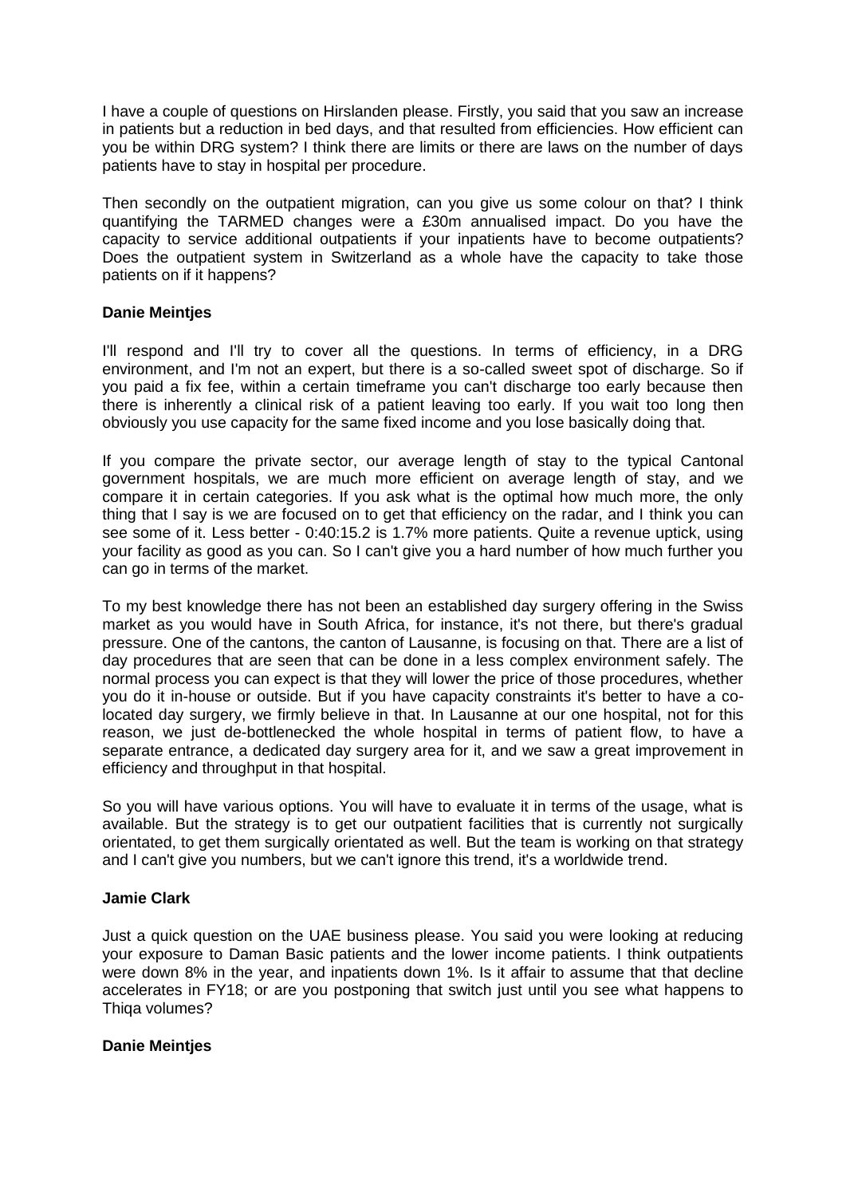I have a couple of questions on Hirslanden please. Firstly, you said that you saw an increase in patients but a reduction in bed days, and that resulted from efficiencies. How efficient can you be within DRG system? I think there are limits or there are laws on the number of days patients have to stay in hospital per procedure.

Then secondly on the outpatient migration, can you give us some colour on that? I think quantifying the TARMED changes were a £30m annualised impact. Do you have the capacity to service additional outpatients if your inpatients have to become outpatients? Does the outpatient system in Switzerland as a whole have the capacity to take those patients on if it happens?

**Danie Meintjes**

I'll respond and I'll try to cover all the questions. In terms of efficiency, in a DRG environment, and I'm not an expert, but there is a so-called sweet spot of discharge. So if you paid a fix fee, within a certain timeframe you can't discharge too early because then there is inherently a clinical risk of a patient leaving too early. If you wait too long then obviously you use capacity for the same fixed income and you lose basically doing that.

If you compare the private sector, our average length of stay to the typical Cantonal government hospitals, we are much more efficient on average length of stay, and we compare it in certain categories. If you ask what is the optimal how much more, the only thing that I say is we are focused on to get that efficiency on the radar, and I think you can see some of it. Less better - 0:40:15.2 is 1.7% more patients. Quite a revenue uptick, using your facility as good as you can. So I can't give you a hard number of how much further you can go in terms of the market.

To my best knowledge there has not been an established day surgery offering in the Swiss market as you would have in South Africa, for instance, it's not there, but there's gradual pressure. One of the cantons, the canton of Lausanne, is focusing on that. There are a list of day procedures that are seen that can be done in a less complex environment safely. The normal process you can expect is that they will lower the price of those procedures, whether you do it in-house or outside. But if you have capacity constraints it's better to have a co-located day surgery, we firmly believe in that. In Lausanne at our one hospital, not for this reason, we just de-bottlenecked the whole hospital in terms of patient flow, to have a separate entrance, a dedicated day surgery area for it, and we saw a great improvement in efficiency and throughput in that hospital.

So you will have various options. You will have to evaluate it in terms of the usage, what is available. But the strategy is to get our outpatient facilities that is currently not surgically orientated, to get them surgically orientated as well. But the team is working on that strategy and I can't give you numbers, but we can't ignore this trend, it's a worldwide trend.

**Jamie Clark**

Just a quick question on the UAE business please. You said you were looking at reducing your exposure to Daman Basic patients and the lower income patients. I think outpatients were down 8% in the year, and inpatients down 1%. Is it affair to assume that that decline accelerates in FY18; or are you postponing that switch just until you see what happens to Thiqa volumes?

**Danie Meintjes**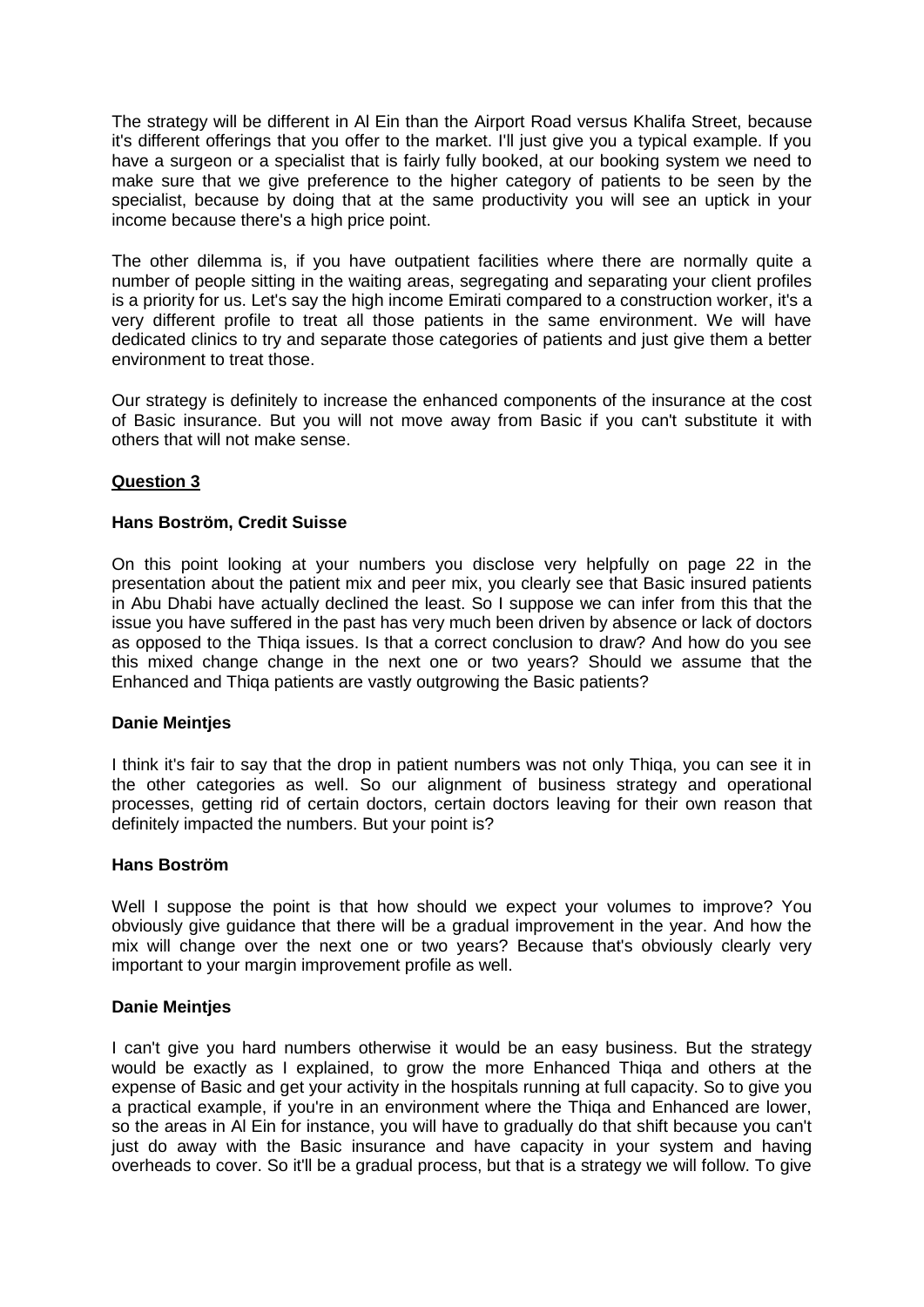The strategy will be different in Al Ein than the Airport Road versus Khalifa Street, because it's different offerings that you offer to the market. I'll just give you a typical example. If you have a surgeon or a specialist that is fairly fully booked, at our booking system we need to make sure that we give preference to the higher category of patients to be seen by the specialist, because by doing that at the same productivity you will see an uptick in your income because there's a high price point.

The other dilemma is, if you have outpatient facilities where there are normally quite a number of people sitting in the waiting areas, segregating and separating your client profiles is a priority for us. Let's say the high income Emirati compared to a construction worker, it's a very different profile to treat all those patients in the same environment. We will have dedicated clinics to try and separate those categories of patients and just give them a better environment to treat those.

Our strategy is definitely to increase the enhanced components of the insurance at the cost of Basic insurance. But you will not move away from Basic if you can't substitute it with others that will not make sense.

**Question 3**

**Hans Boström, Credit Suisse**

On this point looking at your numbers you disclose very helpfully on page 22 in the presentation about the patient mix and peer mix, you clearly see that Basic insured patients in Abu Dhabi have actually declined the least. So I suppose we can infer from this that the issue you have suffered in the past has very much been driven by absence or lack of doctors as opposed to the Thiqa issues. Is that a correct conclusion to draw? And how do you see this mixed change change in the next one or two years? Should we assume that the Enhanced and Thiqa patients are vastly outgrowing the Basic patients?

**Danie Meintjes**

I think it's fair to say that the drop in patient numbers was not only Thiqa, you can see it in the other categories as well. So our alignment of business strategy and operational processes, getting rid of certain doctors, certain doctors leaving for their own reason that definitely impacted the numbers. But your point is?

**Hans Boström**

Well I suppose the point is that how should we expect your volumes to improve? You obviously give guidance that there will be a gradual improvement in the year. And how the mix will change over the next one or two years? Because that's obviously clearly very important to your margin improvement profile as well.

**Danie Meintjes**

I can't give you hard numbers otherwise it would be an easy business. But the strategy would be exactly as I explained, to grow the more Enhanced Thiqa and others at the expense of Basic and get your activity in the hospitals running at full capacity. So to give you a practical example, if you're in an environment where the Thiqa and Enhanced are lower, so the areas in Al Ein for instance, you will have to gradually do that shift because you can't just do away with the Basic insurance and have capacity in your system and having overheads to cover. So it'll be a gradual process, but that is a strategy we will follow. To give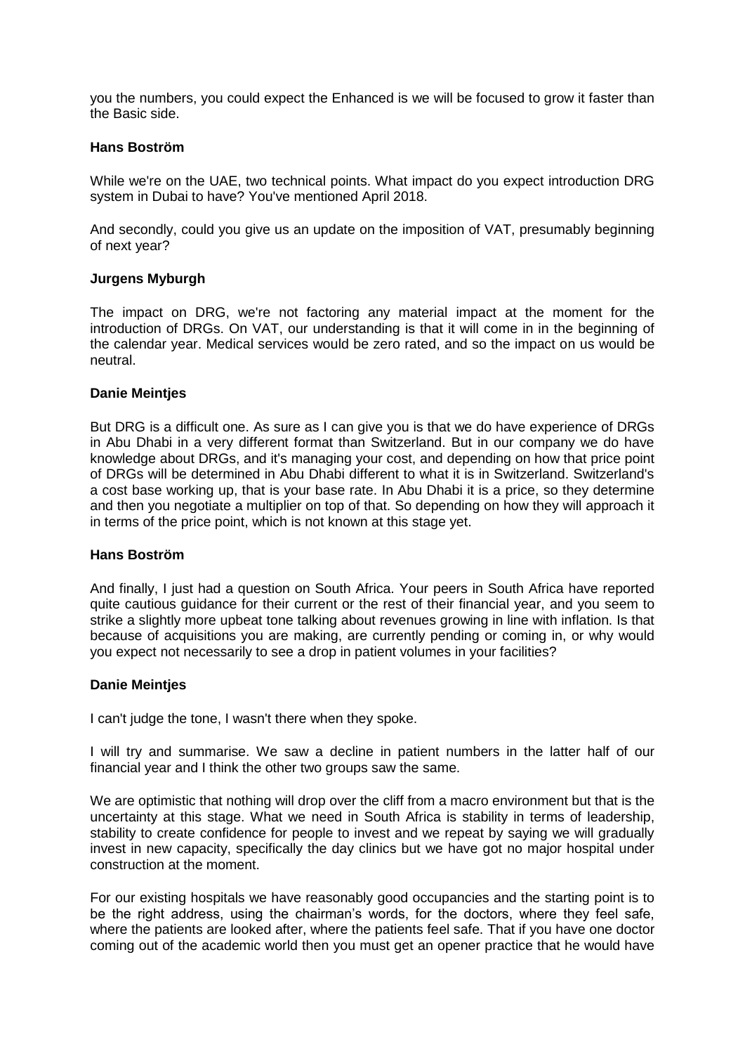you the numbers, you could expect the Enhanced is we will be focused to grow it faster than the Basic side.

**Hans Boström**

While we're on the UAE, two technical points. What impact do you expect introduction DRG system in Dubai to have? You've mentioned April 2018.

And secondly, could you give us an update on the imposition of VAT, presumably beginning of next year?

**Jurgens Myburgh**

The impact on DRG, we're not factoring any material impact at the moment for the introduction of DRGs. On VAT, our understanding is that it will come in in the beginning of the calendar year. Medical services would be zero rated, and so the impact on us would be neutral.

**Danie Meintjes**

But DRG is a difficult one. As sure as I can give you is that we do have experience of DRGs in Abu Dhabi in a very different format than Switzerland. But in our company we do have knowledge about DRGs, and it's managing your cost, and depending on how that price point of DRGs will be determined in Abu Dhabi different to what it is in Switzerland. Switzerland's a cost base working up, that is your base rate. In Abu Dhabi it is a price, so they determine and then you negotiate a multiplier on top of that. So depending on how they will approach it in terms of the price point, which is not known at this stage yet.

**Hans Boström**

And finally, I just had a question on South Africa. Your peers in South Africa have reported quite cautious guidance for their current or the rest of their financial year, and you seem to strike a slightly more upbeat tone talking about revenues growing in line with inflation. Is that because of acquisitions you are making, are currently pending or coming in, or why would you expect not necessarily to see a drop in patient volumes in your facilities?

**Danie Meintjes**

I can't judge the tone, I wasn't there when they spoke.

I will try and summarise. We saw a decline in patient numbers in the latter half of our financial year and I think the other two groups saw the same.

We are optimistic that nothing will drop over the cliff from a macro environment but that is the uncertainty at this stage. What we need in South Africa is stability in terms of leadership, stability to create confidence for people to invest and we repeat by saying we will gradually invest in new capacity, specifically the day clinics but we have got no major hospital under construction at the moment.

For our existing hospitals we have reasonably good occupancies and the starting point is to be the right address, using the chairman's words, for the doctors, where they feel safe, where the patients are looked after, where the patients feel safe. That if you have one doctor coming out of the academic world then you must get an opener practice that he would have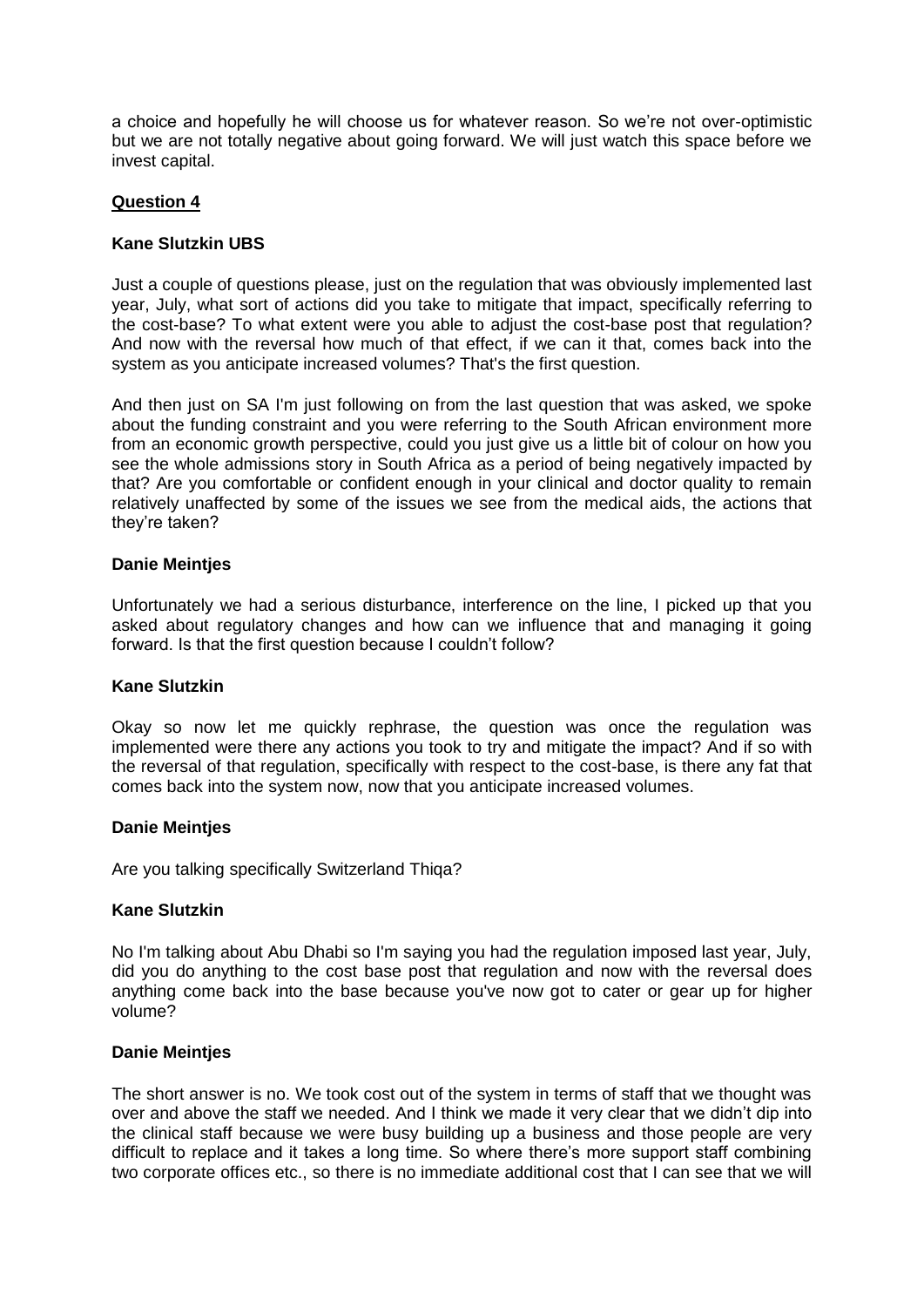a choice and hopefully he will choose us for whatever reason. So we're not over-optimistic but we are not totally negative about going forward. We will just watch this space before we invest capital.

**Question 4**

**Kane Slutzkin UBS**

Just a couple of questions please, just on the regulation that was obviously implemented last year, July, what sort of actions did you take to mitigate that impact, specifically referring to the cost-base? To what extent were you able to adjust the cost-base post that regulation? And now with the reversal how much of that effect, if we can it that, comes back into the system as you anticipate increased volumes? That's the first question.

And then just on SA I'm just following on from the last question that was asked, we spoke about the funding constraint and you were referring to the South African environment more from an economic growth perspective, could you just give us a little bit of colour on how you see the whole admissions story in South Africa as a period of being negatively impacted by that? Are you comfortable or confident enough in your clinical and doctor quality to remain relatively unaffected by some of the issues we see from the medical aids, the actions that they're taken?

**Danie Meintjes**

Unfortunately we had a serious disturbance, interference on the line, I picked up that you asked about regulatory changes and how can we influence that and managing it going forward. Is that the first question because I couldn't follow?

**Kane Slutzkin**

Okay so now let me quickly rephrase, the question was once the regulation was implemented were there any actions you took to try and mitigate the impact? And if so with the reversal of that regulation, specifically with respect to the cost-base, is there any fat that comes back into the system now, now that you anticipate increased volumes.

**Danie Meintjes**

Are you talking specifically Switzerland Thiqa?

**Kane Slutzkin**

No I'm talking about Abu Dhabi so I'm saying you had the regulation imposed last year, July, did you do anything to the cost base post that regulation and now with the reversal does anything come back into the base because you've now got to cater or gear up for higher volume?

**Danie Meintjes**

The short answer is no. We took cost out of the system in terms of staff that we thought was over and above the staff we needed. And I think we made it very clear that we didn't dip into the clinical staff because we were busy building up a business and those people are very difficult to replace and it takes a long time. So where there's more support staff combining two corporate offices etc., so there is no immediate additional cost that I can see that we will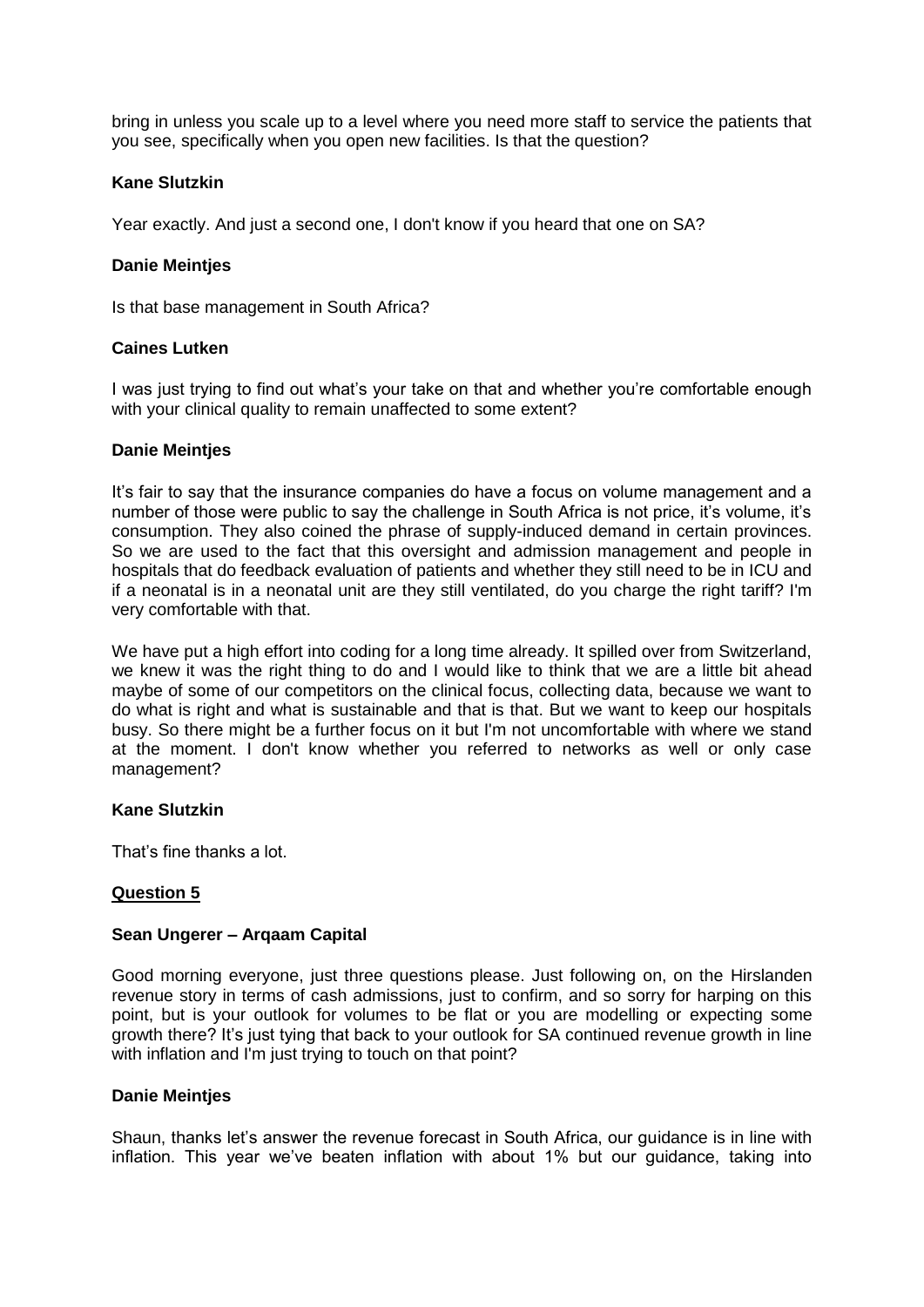bring in unless you scale up to a level where you need more staff to service the patients that you see, specifically when you open new facilities. Is that the question?

**Kane Slutzkin**

Year exactly. And just a second one, I don't know if you heard that one on SA?

**Danie Meintjes**

Is that base management in South Africa?

**Caines Lutken**

I was just trying to find out what's your take on that and whether you're comfortable enough with your clinical quality to remain unaffected to some extent?

**Danie Meintjes**

It's fair to say that the insurance companies do have a focus on volume management and a number of those were public to say the challenge in South Africa is not price, it's volume, it's consumption. They also coined the phrase of supply-induced demand in certain provinces. So we are used to the fact that this oversight and admission management and people in hospitals that do feedback evaluation of patients and whether they still need to be in ICU and if a neonatal is in a neonatal unit are they still ventilated, do you charge the right tariff? I'm very comfortable with that.

We have put a high effort into coding for a long time already. It spilled over from Switzerland, we knew it was the right thing to do and I would like to think that we are a little bit ahead maybe of some of our competitors on the clinical focus, collecting data, because we want to do what is right and what is sustainable and that is that. But we want to keep our hospitals busy. So there might be a further focus on it but I'm not uncomfortable with where we stand at the moment. I don't know whether you referred to networks as well or only case management?

**Kane Slutzkin**

That's fine thanks a lot.

**<u>Question 5</u>**

**Sean Ungerer – Arqaam Capital**

Good morning everyone, just three questions please. Just following on, on the Hirslanden revenue story in terms of cash admissions, just to confirm, and so sorry for harping on this point, but is your outlook for volumes to be flat or you are modelling or expecting some growth there? It's just tying that back to your outlook for SA continued revenue growth in line with inflation and I'm just trying to touch on that point?

**Danie Meintjes**

Shaun, thanks let's answer the revenue forecast in South Africa, our guidance is in line with inflation. This year we've beaten inflation with about 1% but our guidance, taking into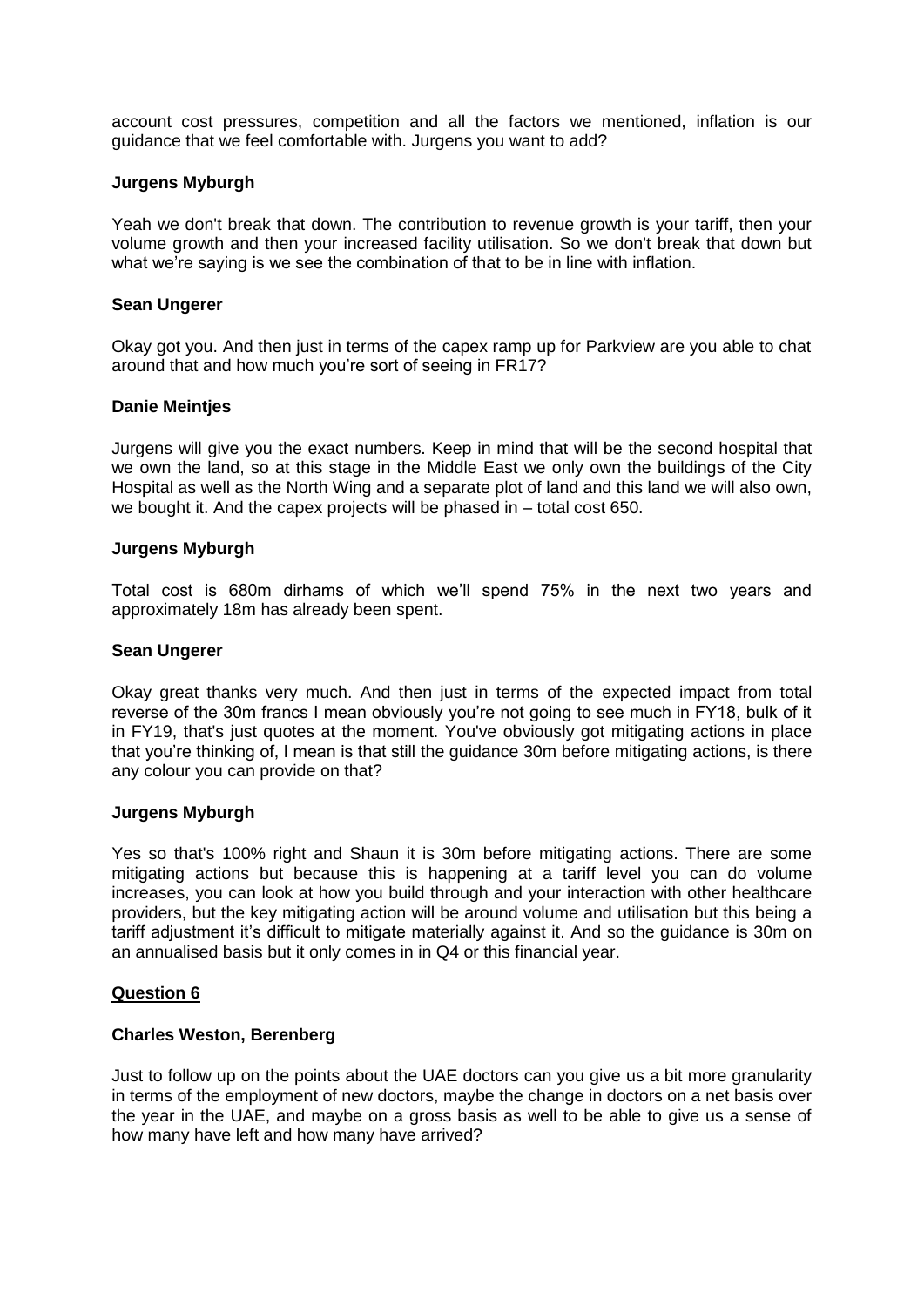account cost pressures, competition and all the factors we mentioned, inflation is our guidance that we feel comfortable with. Jurgens you want to add?

**Jurgens Myburgh**

Yeah we don't break that down. The contribution to revenue growth is your tariff, then your volume growth and then your increased facility utilisation. So we don't break that down but what we're saying is we see the combination of that to be in line with inflation.

**Sean Ungerer**

Okay got you. And then just in terms of the capex ramp up for Parkview are you able to chat around that and how much you're sort of seeing in FR17?

**Danie Meintjes**

Jurgens will give you the exact numbers. Keep in mind that will be the second hospital that we own the land, so at this stage in the Middle East we only own the buildings of the City Hospital as well as the North Wing and a separate plot of land and this land we will also own, we bought it. And the capex projects will be phased in – total cost 650.

**Jurgens Myburgh**

Total cost is 680m dirhams of which we'll spend 75% in the next two years and approximately 18m has already been spent.

**Sean Ungerer**

Okay great thanks very much. And then just in terms of the expected impact from total reverse of the 30m francs I mean obviously you're not going to see much in FY18, bulk of it in FY19, that's just quotes at the moment. You've obviously got mitigating actions in place that you're thinking of, I mean is that still the guidance 30m before mitigating actions, is there any colour you can provide on that?

**Jurgens Myburgh**

Yes so that's 100% right and Shaun it is 30m before mitigating actions. There are some mitigating actions but because this is happening at a tariff level you can do volume increases, you can look at how you build through and your interaction with other healthcare providers, but the key mitigating action will be around volume and utilisation but this being a tariff adjustment it's difficult to mitigate materially against it. And so the guidance is 30m on an annualised basis but it only comes in in Q4 or this financial year.

**Question 6**

**Charles Weston, Berenberg**

Just to follow up on the points about the UAE doctors can you give us a bit more granularity in terms of the employment of new doctors, maybe the change in doctors on a net basis over the year in the UAE, and maybe on a gross basis as well to be able to give us a sense of how many have left and how many have arrived?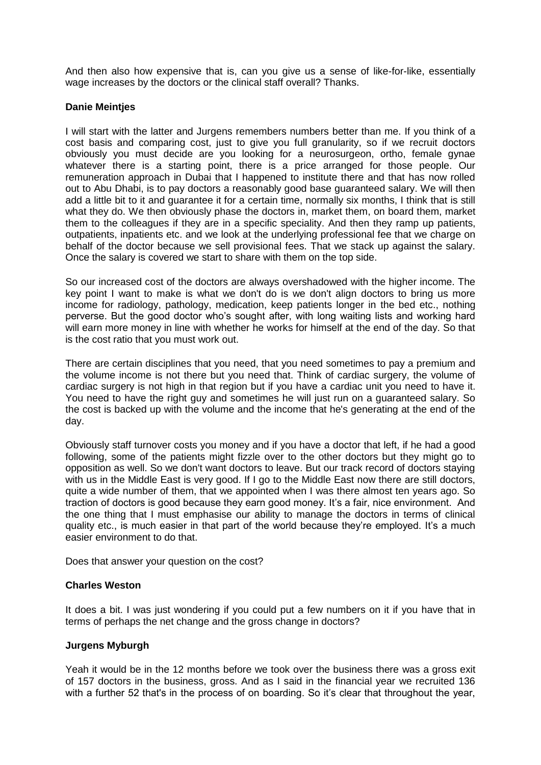And then also how expensive that is, can you give us a sense of like-for-like, essentially wage increases by the doctors or the clinical staff overall? Thanks.

**Danie Meintjes**

I will start with the latter and Jurgens remembers numbers better than me. If you think of a cost basis and comparing cost, just to give you full granularity, so if we recruit doctors obviously you must decide are you looking for a neurosurgeon, ortho, female gynae whatever there is a starting point, there is a price arranged for those people. Our remuneration approach in Dubai that I happened to institute there and that has now rolled out to Abu Dhabi, is to pay doctors a reasonably good base guaranteed salary. We will then add a little bit to it and guarantee it for a certain time, normally six months, I think that is still what they do. We then obviously phase the doctors in, market them, on board them, market them to the colleagues if they are in a specific speciality. And then they ramp up patients, outpatients, inpatients etc. and we look at the underlying professional fee that we charge on behalf of the doctor because we sell provisional fees. That we stack up against the salary. Once the salary is covered we start to share with them on the top side.

So our increased cost of the doctors are always overshadowed with the higher income. The key point I want to make is what we don't do is we don't align doctors to bring us more income for radiology, pathology, medication, keep patients longer in the bed etc., nothing perverse. But the good doctor who's sought after, with long waiting lists and working hard will earn more money in line with whether he works for himself at the end of the day. So that is the cost ratio that you must work out.

There are certain disciplines that you need, that you need sometimes to pay a premium and the volume income is not there but you need that. Think of cardiac surgery, the volume of cardiac surgery is not high in that region but if you have a cardiac unit you need to have it. You need to have the right guy and sometimes he will just run on a guaranteed salary. So the cost is backed up with the volume and the income that he's generating at the end of the day.

Obviously staff turnover costs you money and if you have a doctor that left, if he had a good following, some of the patients might fizzle over to the other doctors but they might go to opposition as well. So we don't want doctors to leave. But our track record of doctors staying with us in the Middle East is very good. If I go to the Middle East now there are still doctors, quite a wide number of them, that we appointed when I was there almost ten years ago. So traction of doctors is good because they earn good money. It's a fair, nice environment. And the one thing that I must emphasise our ability to manage the doctors in terms of clinical quality etc., is much easier in that part of the world because they're employed. It's a much easier environment to do that.

Does that answer your question on the cost?

**Charles Weston**

It does a bit. I was just wondering if you could put a few numbers on it if you have that in terms of perhaps the net change and the gross change in doctors?

**Jurgens Myburgh**

Yeah it would be in the 12 months before we took over the business there was a gross exit of 157 doctors in the business, gross. And as I said in the financial year we recruited 136 with a further 52 that's in the process of on boarding. So it's clear that throughout the year,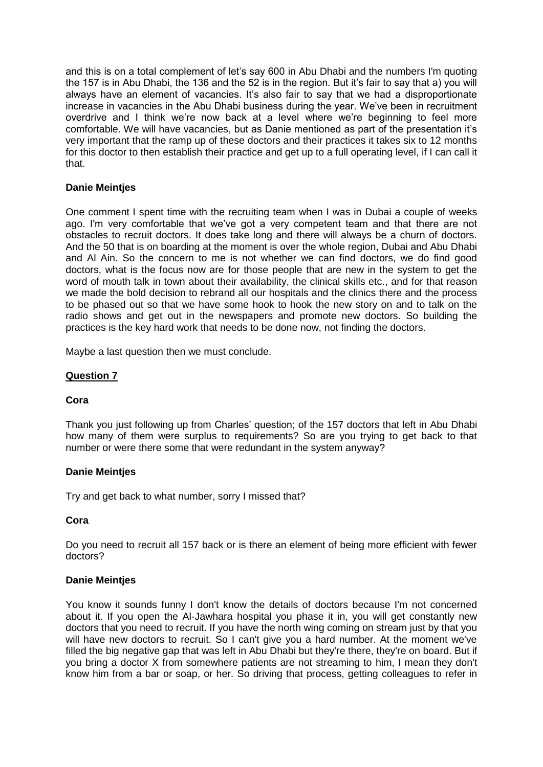and this is on a total complement of let's say 600 in Abu Dhabi and the numbers I'm quoting the 157 is in Abu Dhabi, the 136 and the 52 is in the region. But it's fair to say that a) you will always have an element of vacancies. It's also fair to say that we had a disproportionate increase in vacancies in the Abu Dhabi business during the year. We've been in recruitment overdrive and I think we're now back at a level where we're beginning to feel more comfortable. We will have vacancies, but as Danie mentioned as part of the presentation it's very important that the ramp up of these doctors and their practices it takes six to 12 months for this doctor to then establish their practice and get up to a full operating level, if I can call it that.

**Danie Meintjes**

One comment I spent time with the recruiting team when I was in Dubai a couple of weeks ago. I'm very comfortable that we've got a very competent team and that there are not obstacles to recruit doctors. It does take long and there will always be a churn of doctors. And the 50 that is on boarding at the moment is over the whole region, Dubai and Abu Dhabi and Al Ain. So the concern to me is not whether we can find doctors, we do find good doctors, what is the focus now are for those people that are new in the system to get the word of mouth talk in town about their availability, the clinical skills etc., and for that reason we made the bold decision to rebrand all our hospitals and the clinics there and the process to be phased out so that we have some hook to hook the new story on and to talk on the radio shows and get out in the newspapers and promote new doctors. So building the practices is the key hard work that needs to be done now, not finding the doctors.

Maybe a last question then we must conclude.

**Question 7**

**Cora**

Thank you just following up from Charles' question; of the 157 doctors that left in Abu Dhabi how many of them were surplus to requirements? So are you trying to get back to that number or were there some that were redundant in the system anyway?

**Danie Meintjes**

Try and get back to what number, sorry I missed that?

**Cora**

Do you need to recruit all 157 back or is there an element of being more efficient with fewer doctors?

**Danie Meintjes**

You know it sounds funny I don't know the details of doctors because I'm not concerned about it. If you open the Al-Jawhara hospital you phase it in, you will get constantly new doctors that you need to recruit. If you have the north wing coming on stream just by that you will have new doctors to recruit. So I can't give you a hard number. At the moment we've filled the big negative gap that was left in Abu Dhabi but they're there, they're on board. But if you bring a doctor X from somewhere patients are not streaming to him, I mean they don't know him from a bar or soap, or her. So driving that process, getting colleagues to refer in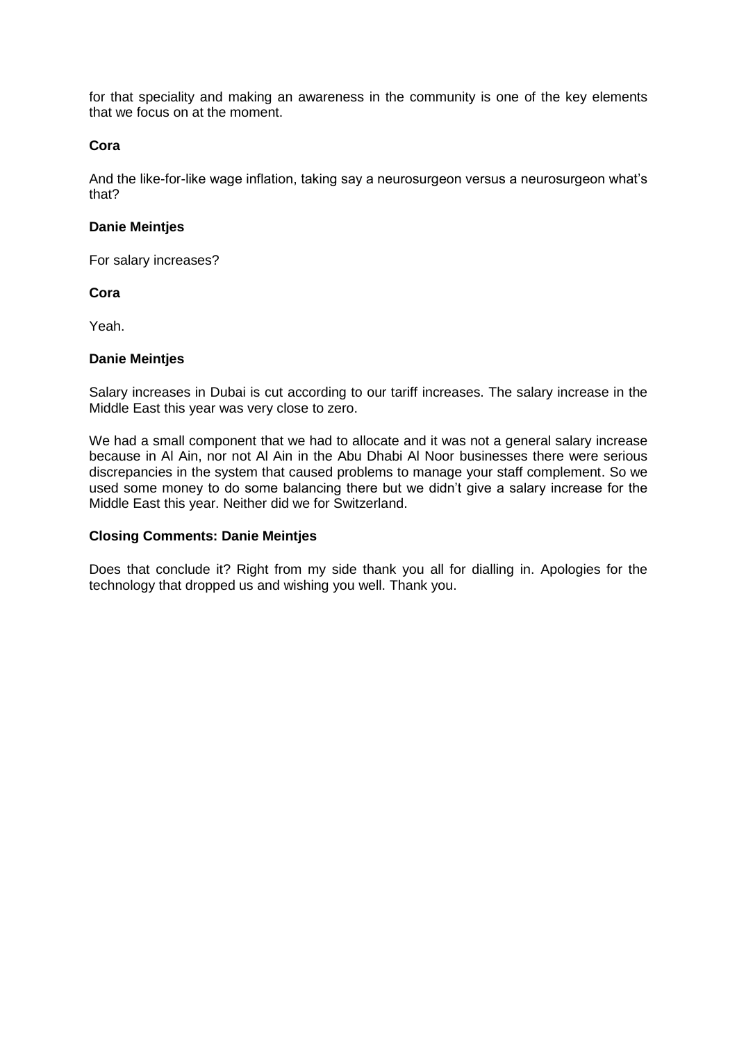for that speciality and making an awareness in the community is one of the key elements that we focus on at the moment.

**Cora**

And the like-for-like wage inflation, taking say a neurosurgeon versus a neurosurgeon what's that?

**Danie Meintjes**

For salary increases?

**Cora**

Yeah.

**Danie Meintjes**

Salary increases in Dubai is cut according to our tariff increases. The salary increase in the Middle East this year was very close to zero.

We had a small component that we had to allocate and it was not a general salary increase because in Al Ain, nor not Al Ain in the Abu Dhabi Al Noor businesses there were serious discrepancies in the system that caused problems to manage your staff complement. So we used some money to do some balancing there but we didn't give a salary increase for the Middle East this year. Neither did we for Switzerland.

**Closing Comments: Danie Meintjes**

Does that conclude it? Right from my side thank you all for dialling in. Apologies for the technology that dropped us and wishing you well. Thank you.